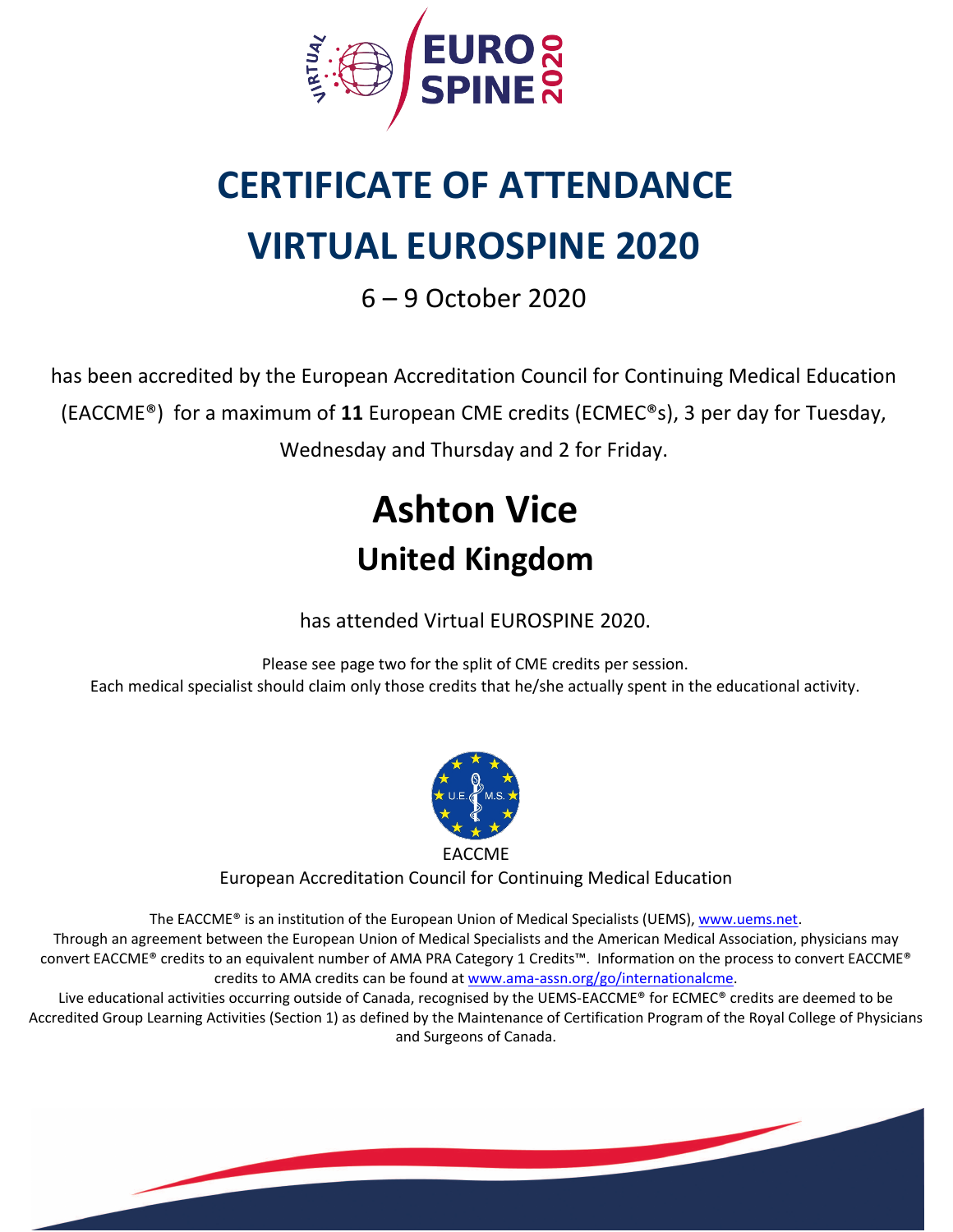# CERTIFICATE OF ATTENDANCE

# VIRTUAL EUROSPINE 2020

6 – 9 October 2020

has been accredited by the European Accreditation Council for Continuing Medical Education (EACCME®) for a maximum of **11** European CME credits (ECMEC®s), 3 per day for Tuesday, Wednesday and Thursday and 2 for Friday.

## Ashton Vice

### United Kingdom

has attended Virtual EUROSPINE 2020.

Please see page two for the split of CME credits per session.
Each medical specialist should claim only those credits that he/she actually spent in the educational activity.

EACCME
European Accreditation Council for Continuing Medical Education

The EACCME® is an institution of the European Union of Medical Specialists (UEMS), www.uems.net.
Through an agreement between the European Union of Medical Specialists and the American Medical Association, physicians may convert EACCME® credits to an equivalent number of AMA PRA Category 1 Credits™. Information on the process to convert EACCME® credits to AMA credits can be found at www.ama-assn.org/go/internationalcme.
Live educational activities occurring outside of Canada, recognised by the UEMS-EACCME® for ECMEC® credits are deemed to be Accredited Group Learning Activities (Section 1) as defined by the Maintenance of Certification Program of the Royal College of Physicians and Surgeons of Canada.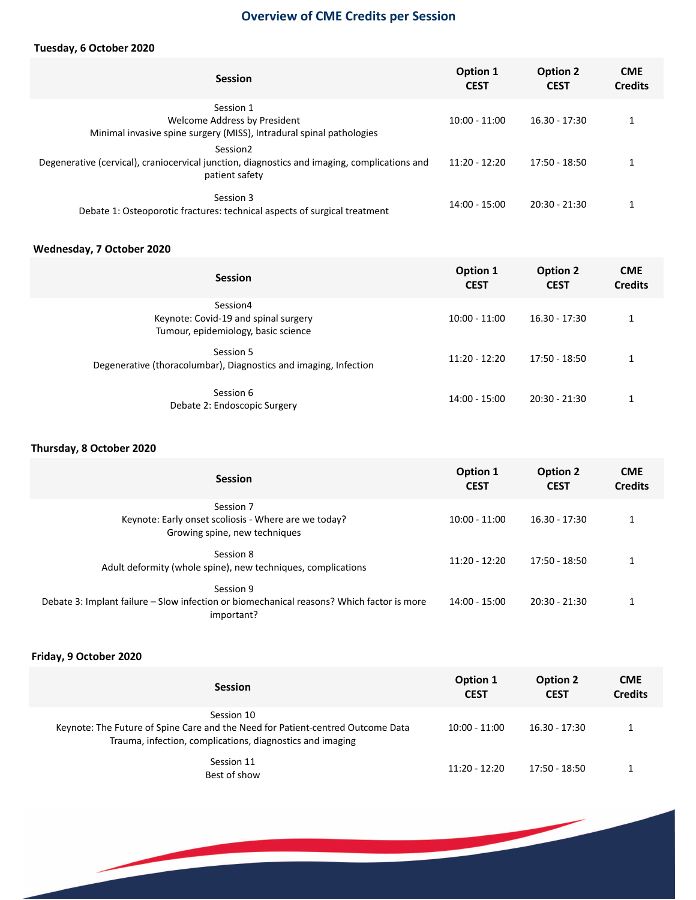# Overview of CME Credits per Session

### Tuesday, 6 October 2020

| Session | Option 1 CEST | Option 2 CEST | CME Credits |
|---|---|---|---|
| Session 1<br>Welcome Address by President<br>Minimal invasive spine surgery (MISS), Intradural spinal pathologies | 10:00 - 11:00 | 16.30 - 17:30 | 1 |
| Session2<br>Degenerative (cervical), craniocervical junction, diagnostics and imaging, complications and patient safety | 11:20 - 12:20 | 17:50 - 18:50 | 1 |
| Session 3<br>Debate 1: Osteoporotic fractures: technical aspects of surgical treatment | 14:00 - 15:00 | 20:30 - 21:30 | 1 |

### Wednesday, 7 October 2020

| Session | Option 1 CEST | Option 2 CEST | CME Credits |
|---|---|---|---|
| Session4<br>Keynote: Covid-19 and spinal surgery<br>Tumour, epidemiology, basic science | 10:00 - 11:00 | 16.30 - 17:30 | 1 |
| Session 5<br>Degenerative (thoracolumbar), Diagnostics and imaging, Infection | 11:20 - 12:20 | 17:50 - 18:50 | 1 |
| Session 6<br>Debate 2: Endoscopic Surgery | 14:00 - 15:00 | 20:30 - 21:30 | 1 |

### Thursday, 8 October 2020

| Session | Option 1 CEST | Option 2 CEST | CME Credits |
|---|---|---|---|
| Session 7<br>Keynote: Early onset scoliosis - Where are we today?<br>Growing spine, new techniques | 10:00 - 11:00 | 16.30 - 17:30 | 1 |
| Session 8<br>Adult deformity (whole spine), new techniques, complications | 11:20 - 12:20 | 17:50 - 18:50 | 1 |
| Session 9<br>Debate 3: Implant failure – Slow infection or biomechanical reasons? Which factor is more important? | 14:00 - 15:00 | 20:30 - 21:30 | 1 |

### Friday, 9 October 2020

| Session | Option 1 CEST | Option 2 CEST | CME Credits |
|---|---|---|---|
| Session 10<br>Keynote: The Future of Spine Care and the Need for Patient-centred Outcome Data<br>Trauma, infection, complications, diagnostics and imaging | 10:00 - 11:00 | 16.30 - 17:30 | 1 |
| Session 11<br>Best of show | 11:20 - 12:20 | 17:50 - 18:50 | 1 |